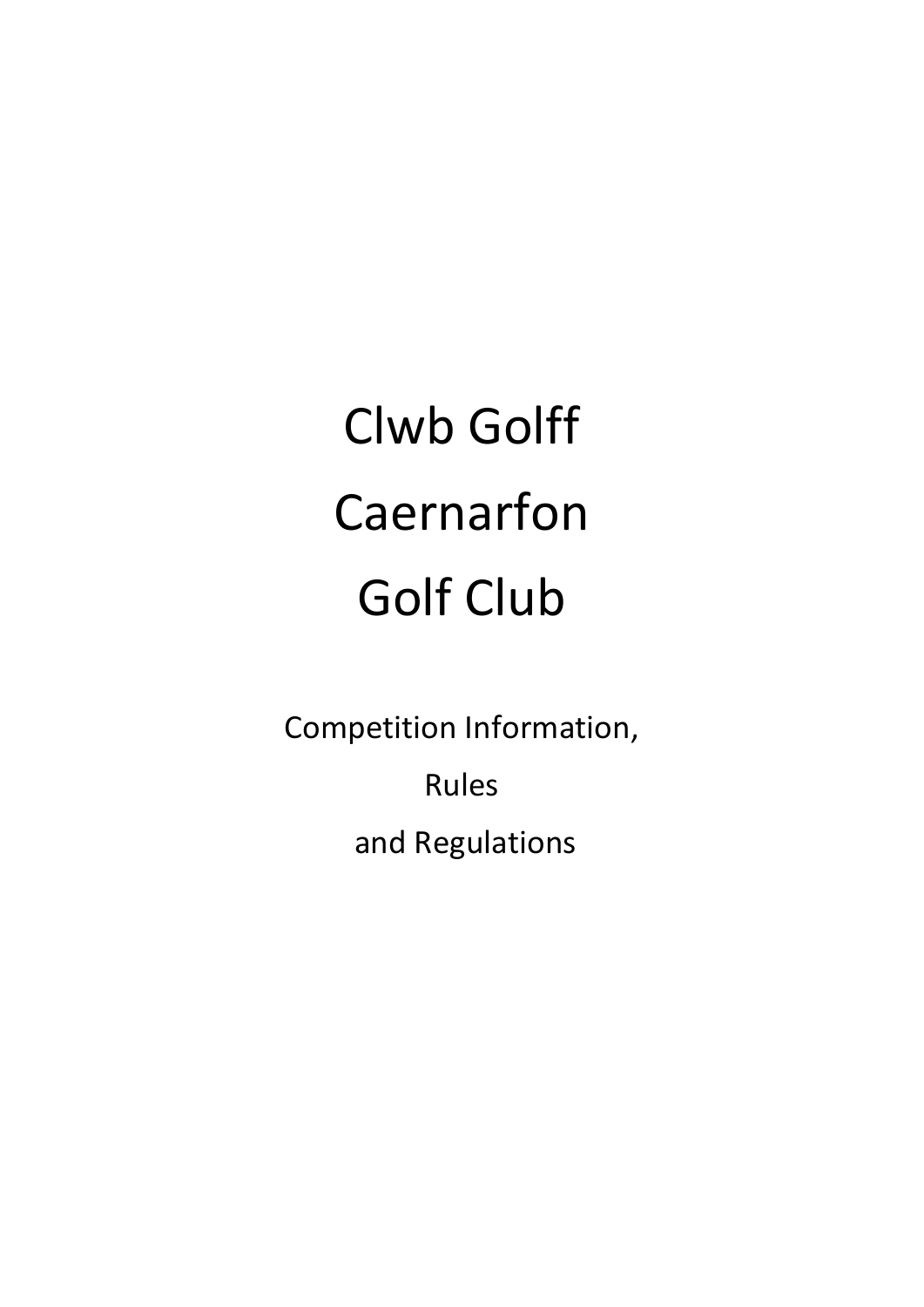# Clwb Golff

# Caernarfon

# Golf Club

Competition Information,

Rules

and Regulations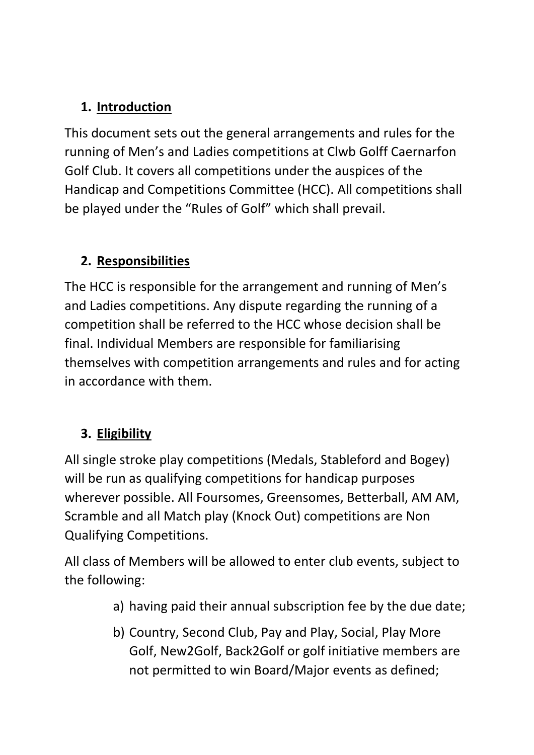1. **Introduction**

This document sets out the general arrangements and rules for the running of Men's and Ladies competitions at Clwb Golff Caernarfon Golf Club. It covers all competitions under the auspices of the Handicap and Competitions Committee (HCC). All competitions shall be played under the "Rules of Golf" which shall prevail.

2. **Responsibilities**

The HCC is responsible for the arrangement and running of Men's and Ladies competitions. Any dispute regarding the running of a competition shall be referred to the HCC whose decision shall be final. Individual Members are responsible for familiarising themselves with competition arrangements and rules and for acting in accordance with them.

3. **Eligibility**

All single stroke play competitions (Medals, Stableford and Bogey) will be run as qualifying competitions for handicap purposes wherever possible. All Foursomes, Greensomes, Betterball, AM AM, Scramble and all Match play (Knock Out) competitions are Non Qualifying Competitions.

All class of Members will be allowed to enter club events, subject to the following:

a) having paid their annual subscription fee by the due date;

b) Country, Second Club, Pay and Play, Social, Play More Golf, New2Golf, Back2Golf or golf initiative members are not permitted to win Board/Major events as defined;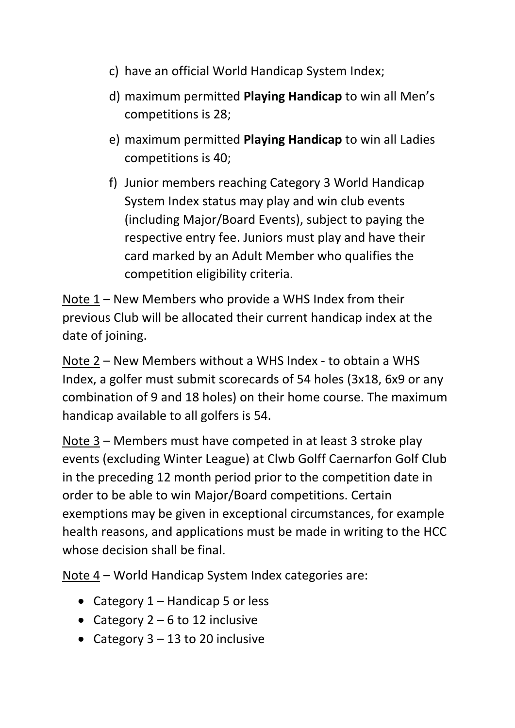c) have an official World Handicap System Index;

d) maximum permitted **Playing Handicap** to win all Men's competitions is 28;

e) maximum permitted **Playing Handicap** to win all Ladies competitions is 40;

f) Junior members reaching Category 3 World Handicap System Index status may play and win club events (including Major/Board Events), subject to paying the respective entry fee. Juniors must play and have their card marked by an Adult Member who qualifies the competition eligibility criteria.

<u>Note 1</u> – New Members who provide a WHS Index from their previous Club will be allocated their current handicap index at the date of joining.

<u>Note 2</u> – New Members without a WHS Index - to obtain a WHS Index, a golfer must submit scorecards of 54 holes (3x18, 6x9 or any combination of 9 and 18 holes) on their home course. The maximum handicap available to all golfers is 54.

<u>Note 3</u> – Members must have competed in at least 3 stroke play events (excluding Winter League) at Clwb Golff Caernarfon Golf Club in the preceding 12 month period prior to the competition date in order to be able to win Major/Board competitions. Certain exemptions may be given in exceptional circumstances, for example health reasons, and applications must be made in writing to the HCC whose decision shall be final.

<u>Note 4</u> – World Handicap System Index categories are:

- Category 1 – Handicap 5 or less
- Category 2 – 6 to 12 inclusive
- Category 3 – 13 to 20 inclusive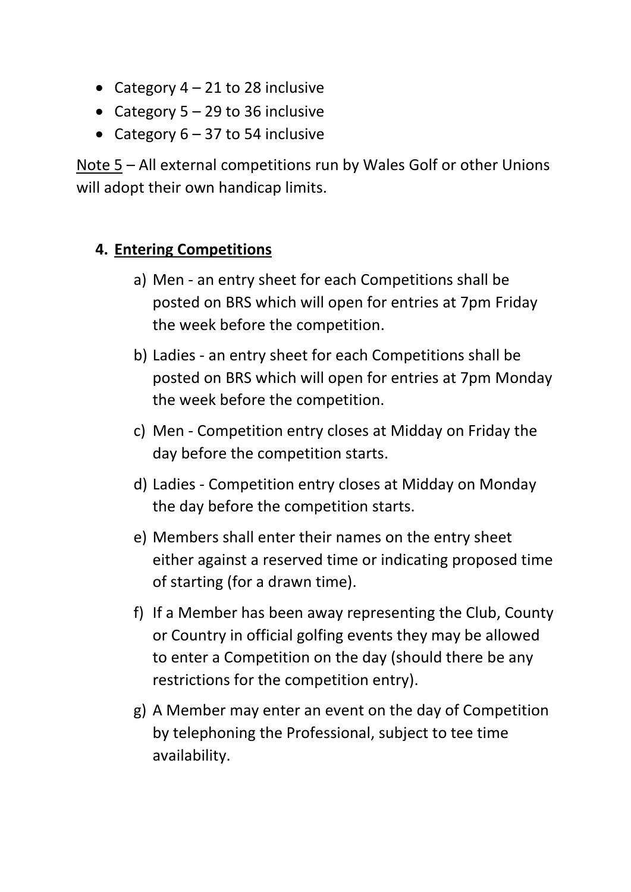- Category 4 – 21 to 28 inclusive
- Category 5 – 29 to 36 inclusive
- Category 6 – 37 to 54 inclusive

Note 5 – All external competitions run by Wales Golf or other Unions will adopt their own handicap limits.

## 4. Entering Competitions

a) Men - an entry sheet for each Competitions shall be posted on BRS which will open for entries at 7pm Friday the week before the competition.

b) Ladies - an entry sheet for each Competitions shall be posted on BRS which will open for entries at 7pm Monday the week before the competition.

c) Men - Competition entry closes at Midday on Friday the day before the competition starts.

d) Ladies - Competition entry closes at Midday on Monday the day before the competition starts.

e) Members shall enter their names on the entry sheet either against a reserved time or indicating proposed time of starting (for a drawn time).

f) If a Member has been away representing the Club, County or Country in official golfing events they may be allowed to enter a Competition on the day (should there be any restrictions for the competition entry).

g) A Member may enter an event on the day of Competition by telephoning the Professional, subject to tee time availability.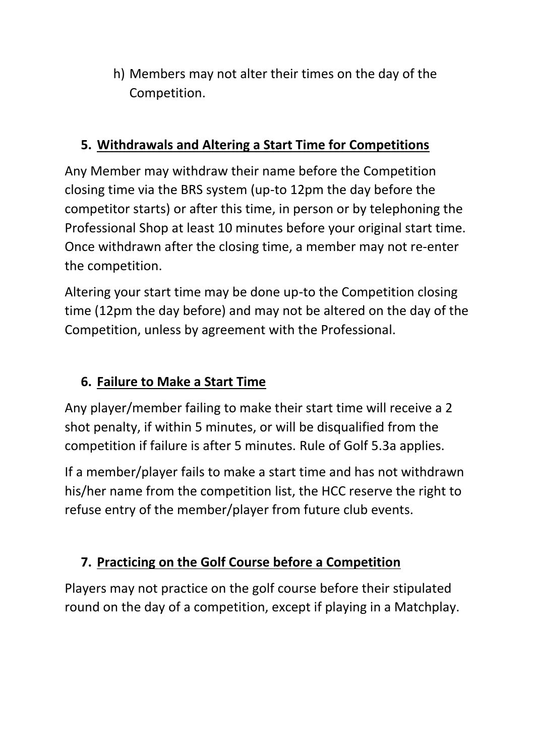h) Members may not alter their times on the day of the Competition.

## 5. Withdrawals and Altering a Start Time for Competitions

Any Member may withdraw their name before the Competition closing time via the BRS system (up-to 12pm the day before the competitor starts) or after this time, in person or by telephoning the Professional Shop at least 10 minutes before your original start time. Once withdrawn after the closing time, a member may not re-enter the competition.

Altering your start time may be done up-to the Competition closing time (12pm the day before) and may not be altered on the day of the Competition, unless by agreement with the Professional.

## 6. Failure to Make a Start Time

Any player/member failing to make their start time will receive a 2 shot penalty, if within 5 minutes, or will be disqualified from the competition if failure is after 5 minutes. Rule of Golf 5.3a applies.

If a member/player fails to make a start time and has not withdrawn his/her name from the competition list, the HCC reserve the right to refuse entry of the member/player from future club events.

## 7. Practicing on the Golf Course before a Competition

Players may not practice on the golf course before their stipulated round on the day of a competition, except if playing in a Matchplay.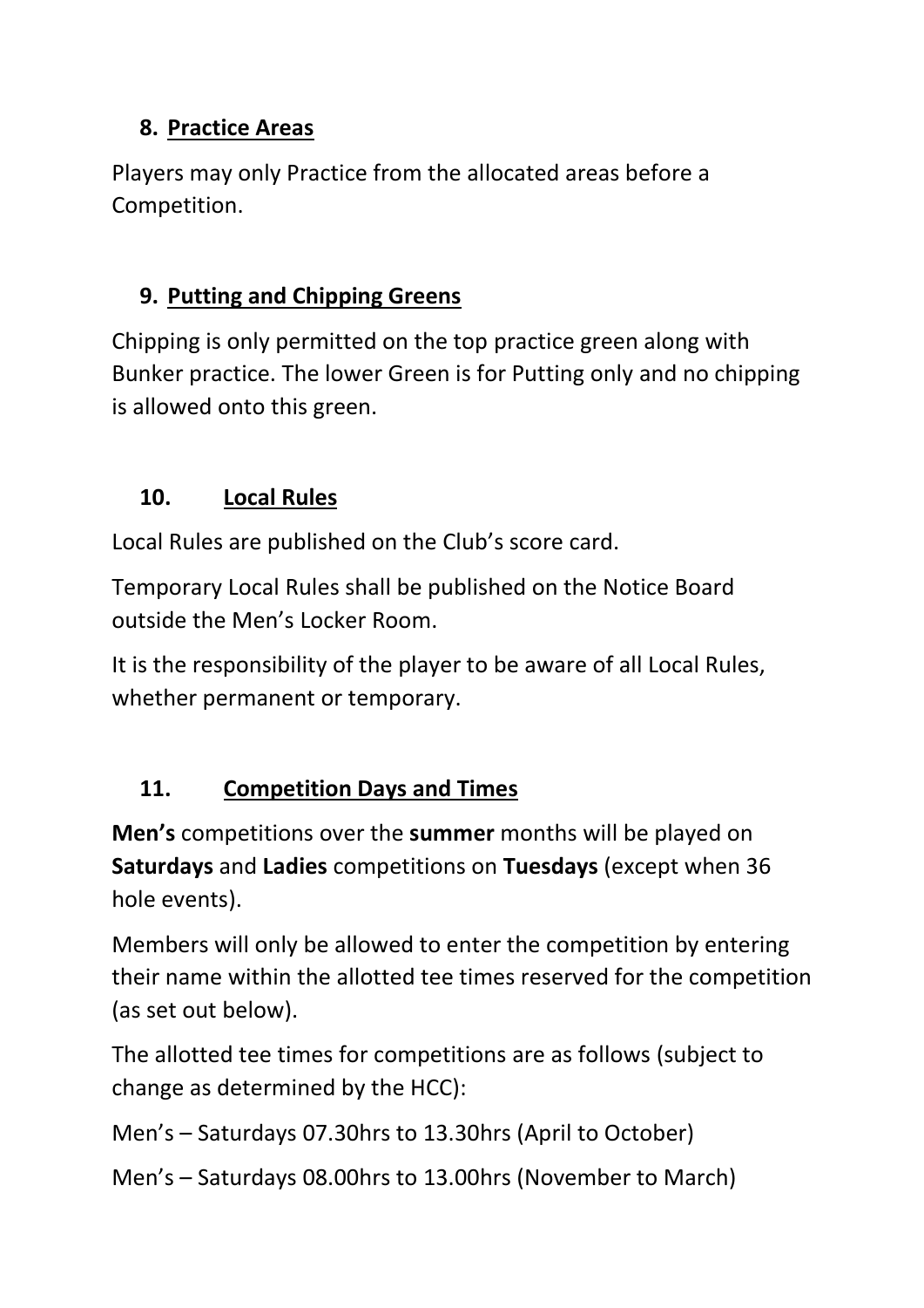## 8. Practice Areas

Players may only Practice from the allocated areas before a Competition.

## 9. Putting and Chipping Greens

Chipping is only permitted on the top practice green along with Bunker practice. The lower Green is for Putting only and no chipping is allowed onto this green.

## 10. Local Rules

Local Rules are published on the Club's score card.

Temporary Local Rules shall be published on the Notice Board outside the Men's Locker Room.

It is the responsibility of the player to be aware of all Local Rules, whether permanent or temporary.

## 11. Competition Days and Times

**Men's** competitions over the **summer** months will be played on **Saturdays** and **Ladies** competitions on **Tuesdays** (except when 36 hole events).

Members will only be allowed to enter the competition by entering their name within the allotted tee times reserved for the competition (as set out below).

The allotted tee times for competitions are as follows (subject to change as determined by the HCC):

Men's – Saturdays 07.30hrs to 13.30hrs (April to October)

Men's – Saturdays 08.00hrs to 13.00hrs (November to March)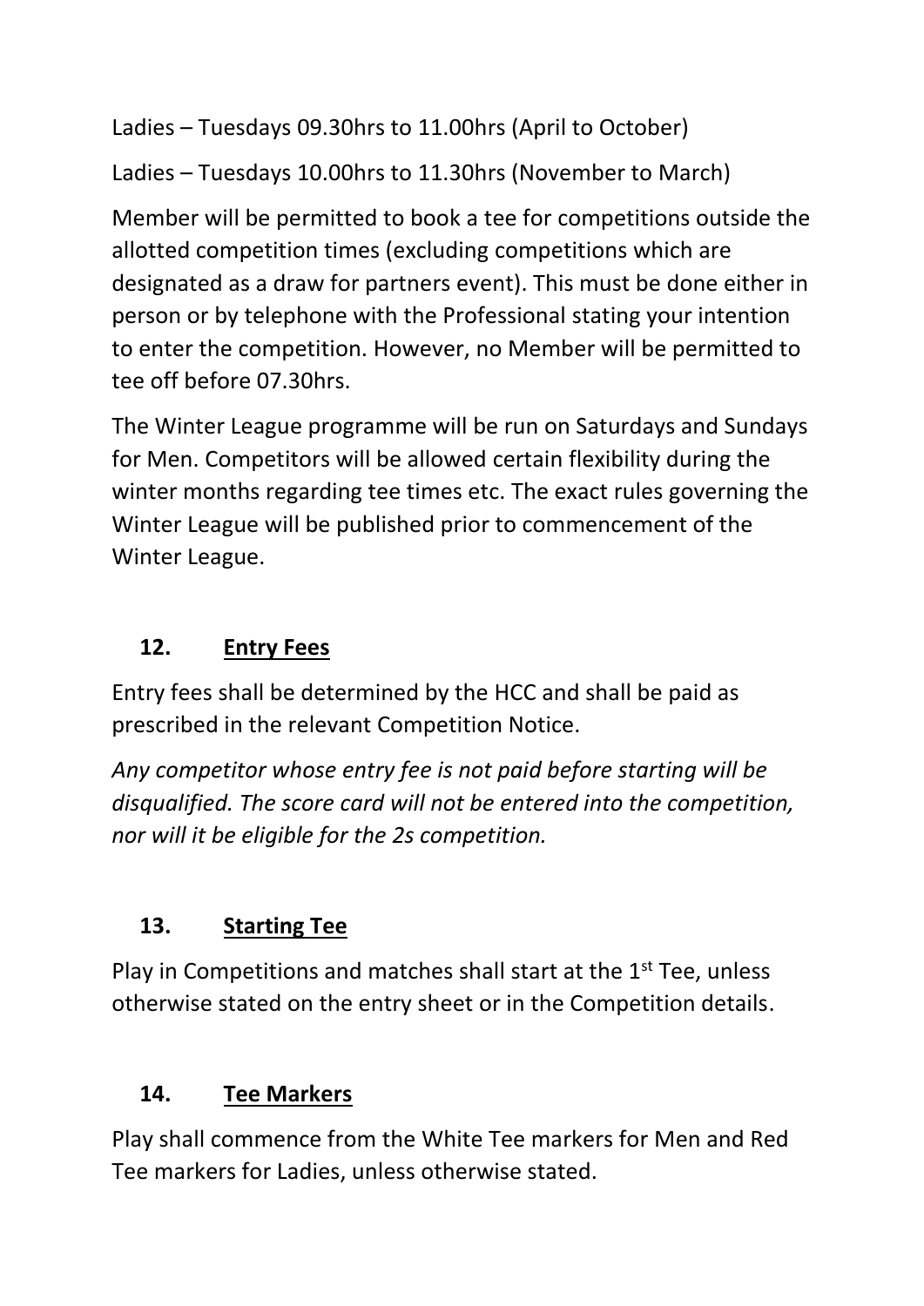Ladies – Tuesdays 09.30hrs to 11.00hrs (April to October)

Ladies – Tuesdays 10.00hrs to 11.30hrs (November to March)

Member will be permitted to book a tee for competitions outside the allotted competition times (excluding competitions which are designated as a draw for partners event). This must be done either in person or by telephone with the Professional stating your intention to enter the competition. However, no Member will be permitted to tee off before 07.30hrs.

The Winter League programme will be run on Saturdays and Sundays for Men. Competitors will be allowed certain flexibility during the winter months regarding tee times etc. The exact rules governing the Winter League will be published prior to commencement of the Winter League.

## 12. Entry Fees

Entry fees shall be determined by the HCC and shall be paid as prescribed in the relevant Competition Notice.

*Any competitor whose entry fee is not paid before starting will be disqualified. The score card will not be entered into the competition, nor will it be eligible for the 2s competition.*

## 13. Starting Tee

Play in Competitions and matches shall start at the 1st Tee, unless otherwise stated on the entry sheet or in the Competition details.

## 14. Tee Markers

Play shall commence from the White Tee markers for Men and Red Tee markers for Ladies, unless otherwise stated.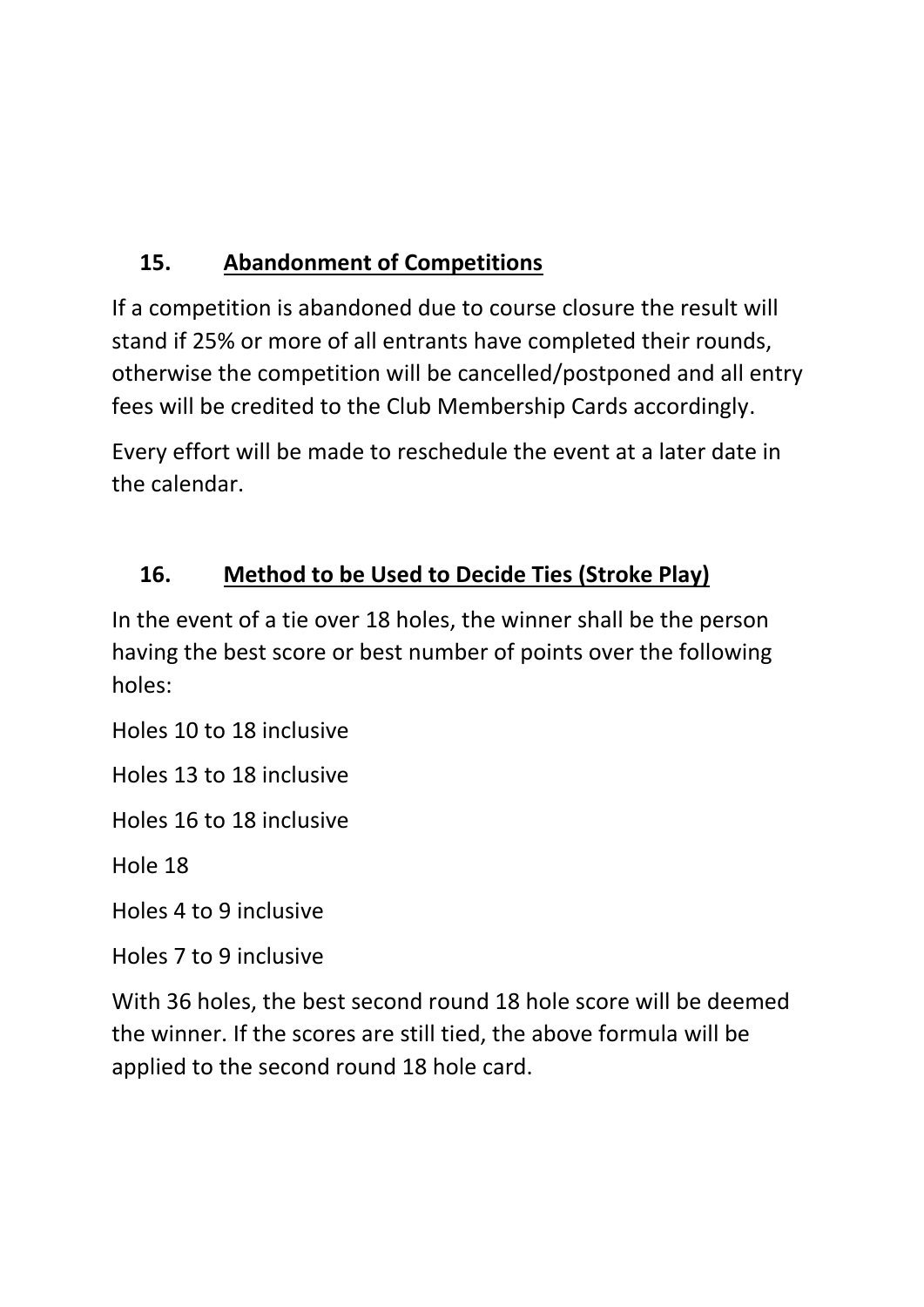## 15. Abandonment of Competitions

If a competition is abandoned due to course closure the result will stand if 25% or more of all entrants have completed their rounds, otherwise the competition will be cancelled/postponed and all entry fees will be credited to the Club Membership Cards accordingly.

Every effort will be made to reschedule the event at a later date in the calendar.

## 16. Method to be Used to Decide Ties (Stroke Play)

In the event of a tie over 18 holes, the winner shall be the person having the best score or best number of points over the following holes:

Holes 10 to 18 inclusive

Holes 13 to 18 inclusive

Holes 16 to 18 inclusive

Hole 18

Holes 4 to 9 inclusive

Holes 7 to 9 inclusive

With 36 holes, the best second round 18 hole score will be deemed the winner. If the scores are still tied, the above formula will be applied to the second round 18 hole card.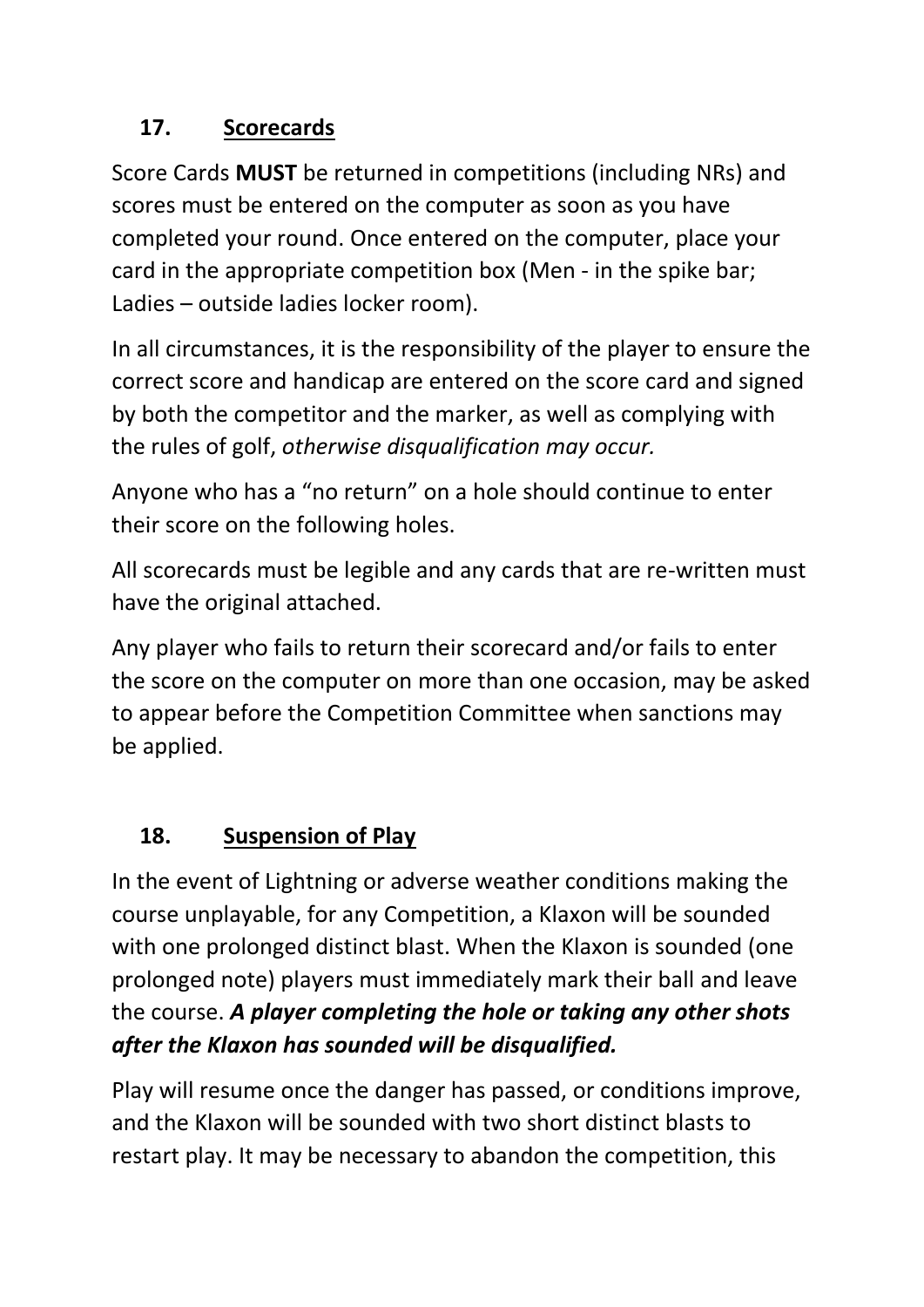## 17. Scorecards

Score Cards **MUST** be returned in competitions (including NRs) and scores must be entered on the computer as soon as you have completed your round. Once entered on the computer, place your card in the appropriate competition box (Men - in the spike bar; Ladies – outside ladies locker room).

In all circumstances, it is the responsibility of the player to ensure the correct score and handicap are entered on the score card and signed by both the competitor and the marker, as well as complying with the rules of golf, *otherwise disqualification may occur.*

Anyone who has a "no return" on a hole should continue to enter their score on the following holes.

All scorecards must be legible and any cards that are re-written must have the original attached.

Any player who fails to return their scorecard and/or fails to enter the score on the computer on more than one occasion, may be asked to appear before the Competition Committee when sanctions may be applied.

## 18. Suspension of Play

In the event of Lightning or adverse weather conditions making the course unplayable, for any Competition, a Klaxon will be sounded with one prolonged distinct blast. When the Klaxon is sounded (one prolonged note) players must immediately mark their ball and leave the course. ***A player completing the hole or taking any other shots after the Klaxon has sounded will be disqualified.***

Play will resume once the danger has passed, or conditions improve, and the Klaxon will be sounded with two short distinct blasts to restart play. It may be necessary to abandon the competition, this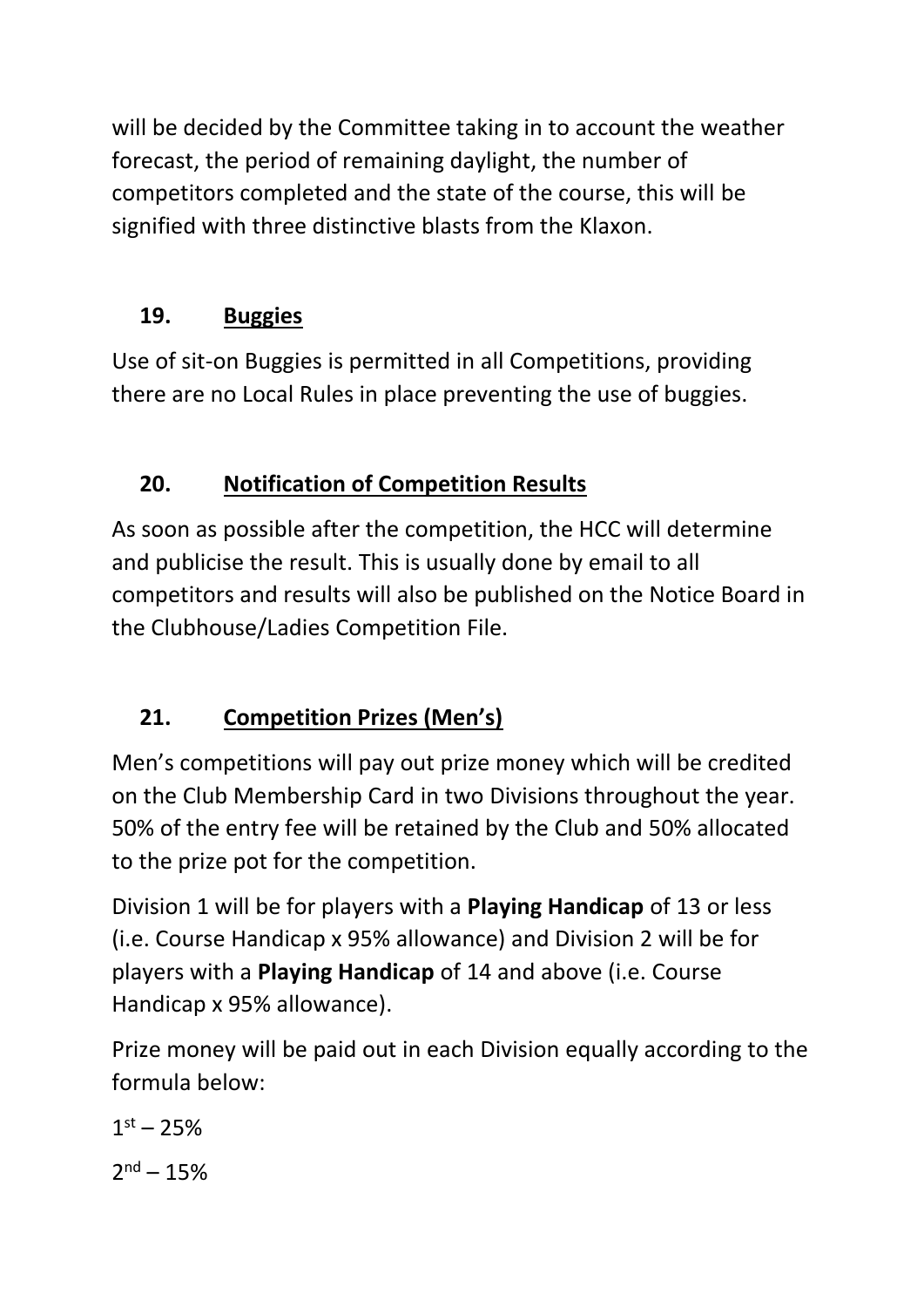will be decided by the Committee taking in to account the weather forecast, the period of remaining daylight, the number of competitors completed and the state of the course, this will be signified with three distinctive blasts from the Klaxon.

## 19. Buggies

Use of sit-on Buggies is permitted in all Competitions, providing there are no Local Rules in place preventing the use of buggies.

## 20. Notification of Competition Results

As soon as possible after the competition, the HCC will determine and publicise the result. This is usually done by email to all competitors and results will also be published on the Notice Board in the Clubhouse/Ladies Competition File.

## 21. Competition Prizes (Men's)

Men's competitions will pay out prize money which will be credited on the Club Membership Card in two Divisions throughout the year. 50% of the entry fee will be retained by the Club and 50% allocated to the prize pot for the competition.

Division 1 will be for players with a **Playing Handicap** of 13 or less (i.e. Course Handicap x 95% allowance) and Division 2 will be for players with a **Playing Handicap** of 14 and above (i.e. Course Handicap x 95% allowance).

Prize money will be paid out in each Division equally according to the formula below:

1st – 25%

2nd – 15%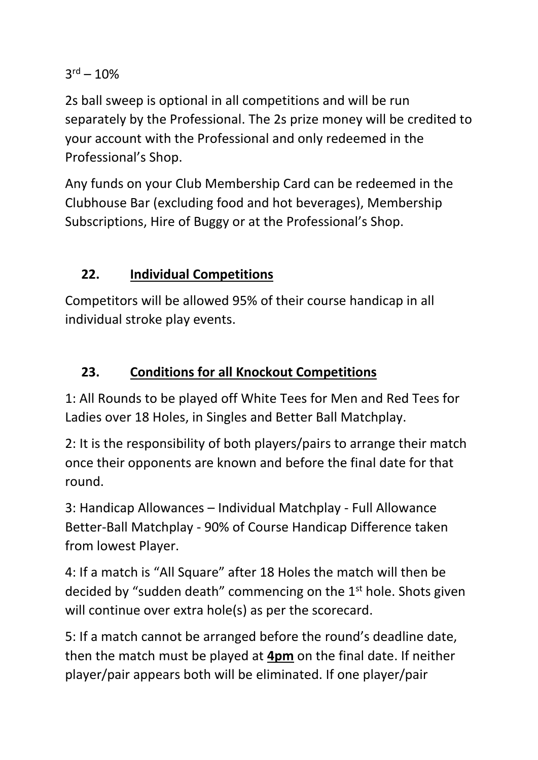3rd – 10%

2s ball sweep is optional in all competitions and will be run separately by the Professional. The 2s prize money will be credited to your account with the Professional and only redeemed in the Professional's Shop.

Any funds on your Club Membership Card can be redeemed in the Clubhouse Bar (excluding food and hot beverages), Membership Subscriptions, Hire of Buggy or at the Professional's Shop.

## 22. Individual Competitions

Competitors will be allowed 95% of their course handicap in all individual stroke play events.

## 23. Conditions for all Knockout Competitions

1: All Rounds to be played off White Tees for Men and Red Tees for Ladies over 18 Holes, in Singles and Better Ball Matchplay.

2: It is the responsibility of both players/pairs to arrange their match once their opponents are known and before the final date for that round.

3: Handicap Allowances – Individual Matchplay - Full Allowance Better-Ball Matchplay - 90% of Course Handicap Difference taken from lowest Player.

4: If a match is "All Square" after 18 Holes the match will then be decided by "sudden death" commencing on the 1st hole. Shots given will continue over extra hole(s) as per the scorecard.

5: If a match cannot be arranged before the round's deadline date, then the match must be played at **4pm** on the final date. If neither player/pair appears both will be eliminated. If one player/pair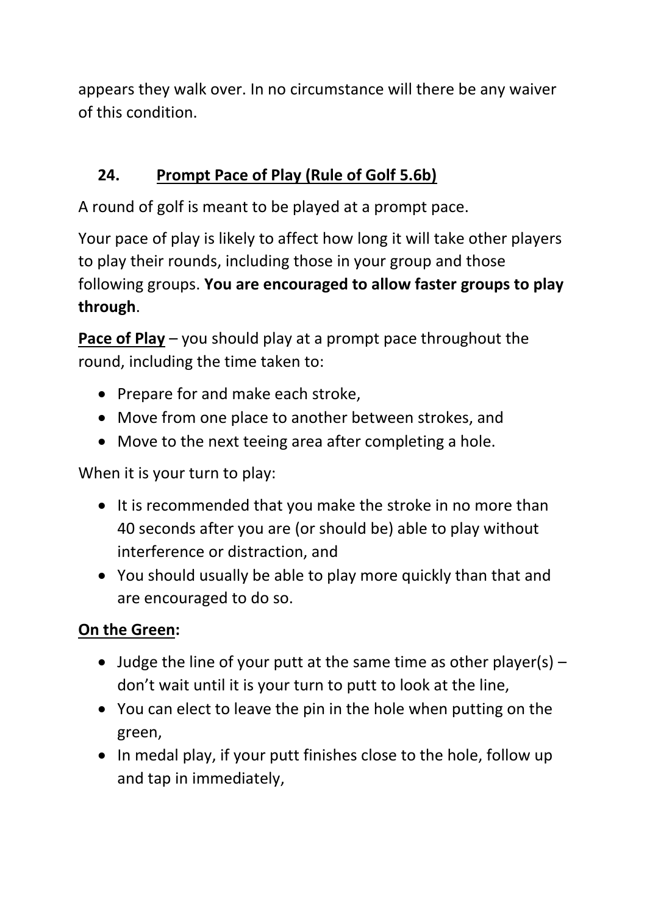appears they walk over. In no circumstance will there be any waiver of this condition.

## 24. Prompt Pace of Play (Rule of Golf 5.6b)

A round of golf is meant to be played at a prompt pace.

Your pace of play is likely to affect how long it will take other players to play their rounds, including those in your group and those following groups. **You are encouraged to allow faster groups to play through**.

**Pace of Play** – you should play at a prompt pace throughout the round, including the time taken to:

- Prepare for and make each stroke,
- Move from one place to another between strokes, and
- Move to the next teeing area after completing a hole.

When it is your turn to play:

- It is recommended that you make the stroke in no more than 40 seconds after you are (or should be) able to play without interference or distraction, and
- You should usually be able to play more quickly than that and are encouraged to do so.

**On the Green:**

- Judge the line of your putt at the same time as other player(s) – don't wait until it is your turn to putt to look at the line,
- You can elect to leave the pin in the hole when putting on the green,
- In medal play, if your putt finishes close to the hole, follow up and tap in immediately,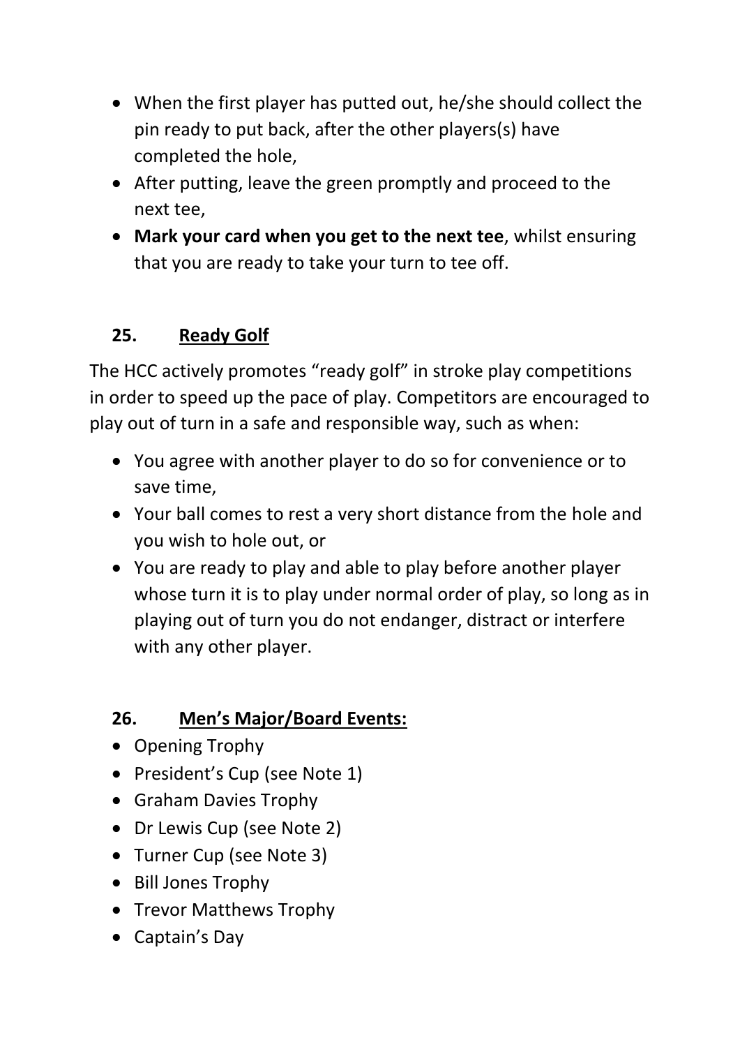- When the first player has putted out, he/she should collect the pin ready to put back, after the other players(s) have completed the hole,
- After putting, leave the green promptly and proceed to the next tee,
- **Mark your card when you get to the next tee**, whilst ensuring that you are ready to take your turn to tee off.

## 25. Ready Golf

The HCC actively promotes “ready golf” in stroke play competitions in order to speed up the pace of play. Competitors are encouraged to play out of turn in a safe and responsible way, such as when:

- You agree with another player to do so for convenience or to save time,
- Your ball comes to rest a very short distance from the hole and you wish to hole out, or
- You are ready to play and able to play before another player whose turn it is to play under normal order of play, so long as in playing out of turn you do not endanger, distract or interfere with any other player.

## 26. Men’s Major/Board Events:

- Opening Trophy
- President’s Cup (see Note 1)
- Graham Davies Trophy
- Dr Lewis Cup (see Note 2)
- Turner Cup (see Note 3)
- Bill Jones Trophy
- Trevor Matthews Trophy
- Captain’s Day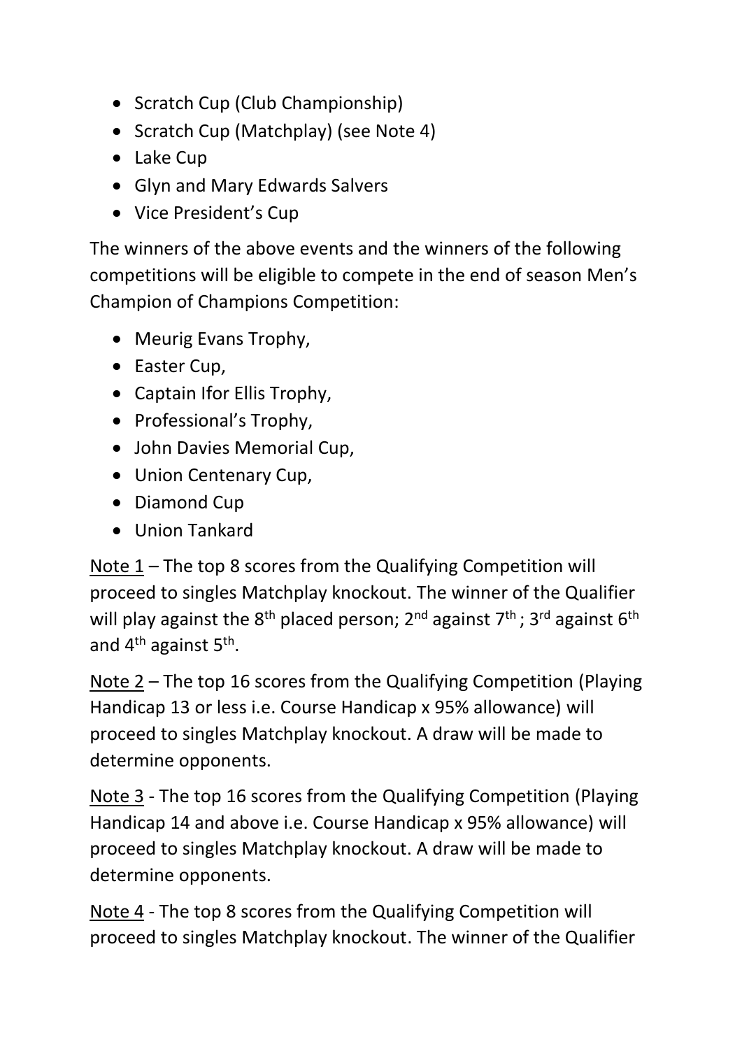- Scratch Cup (Club Championship)
- Scratch Cup (Matchplay) (see Note 4)
- Lake Cup
- Glyn and Mary Edwards Salvers
- Vice President's Cup

The winners of the above events and the winners of the following competitions will be eligible to compete in the end of season Men's Champion of Champions Competition:

- Meurig Evans Trophy,
- Easter Cup,
- Captain Ifor Ellis Trophy,
- Professional's Trophy,
- John Davies Memorial Cup,
- Union Centenary Cup,
- Diamond Cup
- Union Tankard

<u>Note 1</u> – The top 8 scores from the Qualifying Competition will proceed to singles Matchplay knockout. The winner of the Qualifier will play against the 8th placed person; 2nd against 7th ; 3rd against 6th and 4th against 5th.

<u>Note 2</u> – The top 16 scores from the Qualifying Competition (Playing Handicap 13 or less i.e. Course Handicap x 95% allowance) will proceed to singles Matchplay knockout. A draw will be made to determine opponents.

<u>Note 3</u> - The top 16 scores from the Qualifying Competition (Playing Handicap 14 and above i.e. Course Handicap x 95% allowance) will proceed to singles Matchplay knockout. A draw will be made to determine opponents.

<u>Note 4</u> - The top 8 scores from the Qualifying Competition will proceed to singles Matchplay knockout. The winner of the Qualifier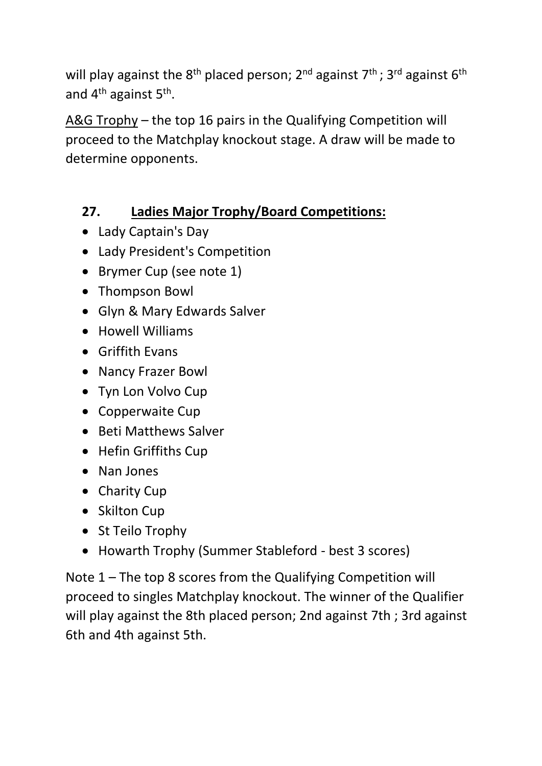will play against the 8th placed person; 2nd against 7th ; 3rd against 6th and 4th against 5th.

A&G Trophy – the top 16 pairs in the Qualifying Competition will proceed to the Matchplay knockout stage. A draw will be made to determine opponents.

## 27. Ladies Major Trophy/Board Competitions:

- Lady Captain's Day
- Lady President's Competition
- Brymer Cup (see note 1)
- Thompson Bowl
- Glyn & Mary Edwards Salver
- Howell Williams
- Griffith Evans
- Nancy Frazer Bowl
- Tyn Lon Volvo Cup
- Copperwaite Cup
- Beti Matthews Salver
- Hefin Griffiths Cup
- Nan Jones
- Charity Cup
- Skilton Cup
- St Teilo Trophy
- Howarth Trophy (Summer Stableford - best 3 scores)

Note 1 – The top 8 scores from the Qualifying Competition will proceed to singles Matchplay knockout. The winner of the Qualifier will play against the 8th placed person; 2nd against 7th ; 3rd against 6th and 4th against 5th.